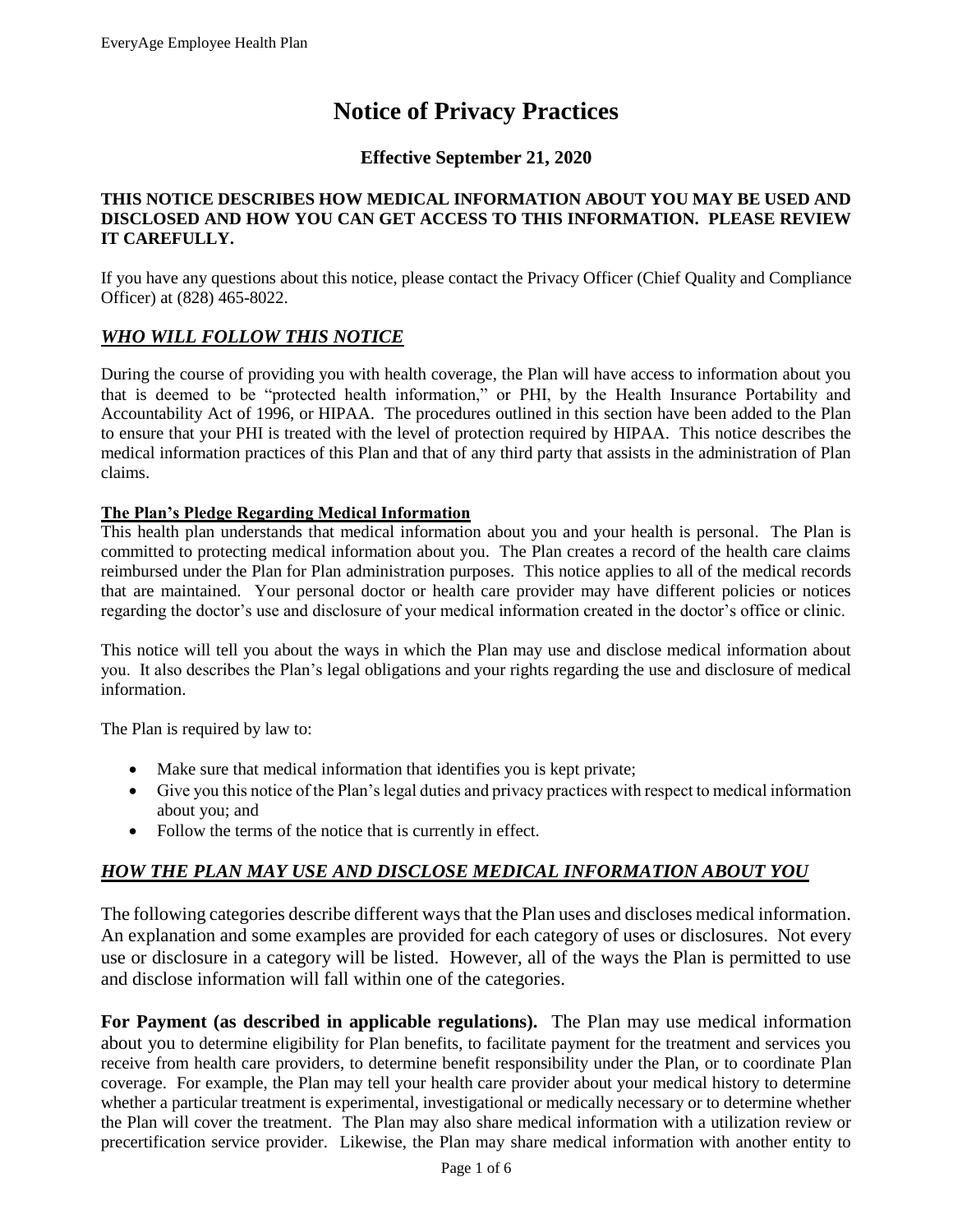# Notice of Privacy Practices

### Effective September 21, 2020

**THIS NOTICE DESCRIBES HOW MEDICAL INFORMATION ABOUT YOU MAY BE USED AND DISCLOSED AND HOW YOU CAN GET ACCESS TO THIS INFORMATION. PLEASE REVIEW IT CAREFULLY.**

If you have any questions about this notice, please contact the Privacy Officer (Chief Quality and Compliance Officer) at (828) 465-8022.

## ***WHO WILL FOLLOW THIS NOTICE***

During the course of providing you with health coverage, the Plan will have access to information about you that is deemed to be "protected health information," or PHI, by the Health Insurance Portability and Accountability Act of 1996, or HIPAA. The procedures outlined in this section have been added to the Plan to ensure that your PHI is treated with the level of protection required by HIPAA. This notice describes the medical information practices of this Plan and that of any third party that assists in the administration of Plan claims.

**The Plan's Pledge Regarding Medical Information**

This health plan understands that medical information about you and your health is personal. The Plan is committed to protecting medical information about you. The Plan creates a record of the health care claims reimbursed under the Plan for Plan administration purposes. This notice applies to all of the medical records that are maintained. Your personal doctor or health care provider may have different policies or notices regarding the doctor's use and disclosure of your medical information created in the doctor's office or clinic.

This notice will tell you about the ways in which the Plan may use and disclose medical information about you. It also describes the Plan's legal obligations and your rights regarding the use and disclosure of medical information.

The Plan is required by law to:

- Make sure that medical information that identifies you is kept private;
- Give you this notice of the Plan's legal duties and privacy practices with respect to medical information about you; and
- Follow the terms of the notice that is currently in effect.

## ***HOW THE PLAN MAY USE AND DISCLOSE MEDICAL INFORMATION ABOUT YOU***

The following categories describe different ways that the Plan uses and discloses medical information. An explanation and some examples are provided for each category of uses or disclosures. Not every use or disclosure in a category will be listed. However, all of the ways the Plan is permitted to use and disclose information will fall within one of the categories.

**For Payment (as described in applicable regulations).** The Plan may use medical information about you to determine eligibility for Plan benefits, to facilitate payment for the treatment and services you receive from health care providers, to determine benefit responsibility under the Plan, or to coordinate Plan coverage. For example, the Plan may tell your health care provider about your medical history to determine whether a particular treatment is experimental, investigational or medically necessary or to determine whether the Plan will cover the treatment. The Plan may also share medical information with a utilization review or precertification service provider. Likewise, the Plan may share medical information with another entity to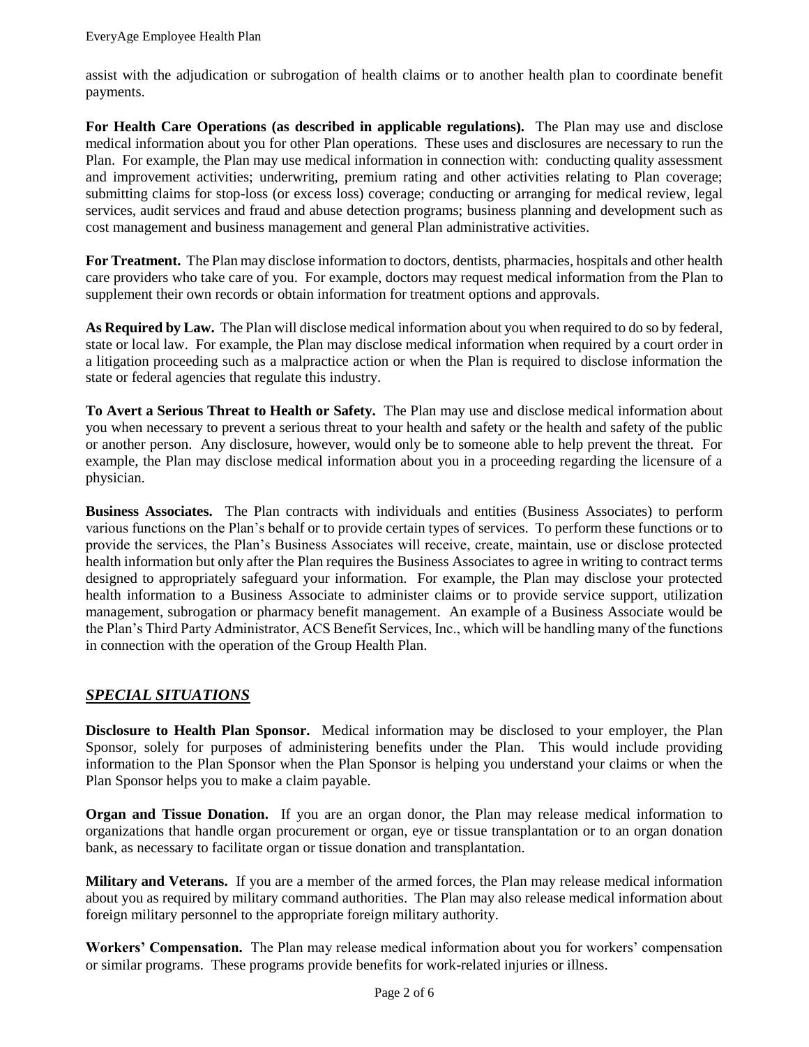assist with the adjudication or subrogation of health claims or to another health plan to coordinate benefit payments.

**For Health Care Operations (as described in applicable regulations).** The Plan may use and disclose medical information about you for other Plan operations. These uses and disclosures are necessary to run the Plan. For example, the Plan may use medical information in connection with: conducting quality assessment and improvement activities; underwriting, premium rating and other activities relating to Plan coverage; submitting claims for stop-loss (or excess loss) coverage; conducting or arranging for medical review, legal services, audit services and fraud and abuse detection programs; business planning and development such as cost management and business management and general Plan administrative activities.

**For Treatment.** The Plan may disclose information to doctors, dentists, pharmacies, hospitals and other health care providers who take care of you. For example, doctors may request medical information from the Plan to supplement their own records or obtain information for treatment options and approvals.

**As Required by Law.** The Plan will disclose medical information about you when required to do so by federal, state or local law. For example, the Plan may disclose medical information when required by a court order in a litigation proceeding such as a malpractice action or when the Plan is required to disclose information the state or federal agencies that regulate this industry.

**To Avert a Serious Threat to Health or Safety.** The Plan may use and disclose medical information about you when necessary to prevent a serious threat to your health and safety or the health and safety of the public or another person. Any disclosure, however, would only be to someone able to help prevent the threat. For example, the Plan may disclose medical information about you in a proceeding regarding the licensure of a physician.

**Business Associates.** The Plan contracts with individuals and entities (Business Associates) to perform various functions on the Plan's behalf or to provide certain types of services. To perform these functions or to provide the services, the Plan's Business Associates will receive, create, maintain, use or disclose protected health information but only after the Plan requires the Business Associates to agree in writing to contract terms designed to appropriately safeguard your information. For example, the Plan may disclose your protected health information to a Business Associate to administer claims or to provide service support, utilization management, subrogation or pharmacy benefit management. An example of a Business Associate would be the Plan's Third Party Administrator, ACS Benefit Services, Inc., which will be handling many of the functions in connection with the operation of the Group Health Plan.

## ***SPECIAL SITUATIONS***

**Disclosure to Health Plan Sponsor.** Medical information may be disclosed to your employer, the Plan Sponsor, solely for purposes of administering benefits under the Plan. This would include providing information to the Plan Sponsor when the Plan Sponsor is helping you understand your claims or when the Plan Sponsor helps you to make a claim payable.

**Organ and Tissue Donation.** If you are an organ donor, the Plan may release medical information to organizations that handle organ procurement or organ, eye or tissue transplantation or to an organ donation bank, as necessary to facilitate organ or tissue donation and transplantation.

**Military and Veterans.** If you are a member of the armed forces, the Plan may release medical information about you as required by military command authorities. The Plan may also release medical information about foreign military personnel to the appropriate foreign military authority.

**Workers' Compensation.** The Plan may release medical information about you for workers' compensation or similar programs. These programs provide benefits for work-related injuries or illness.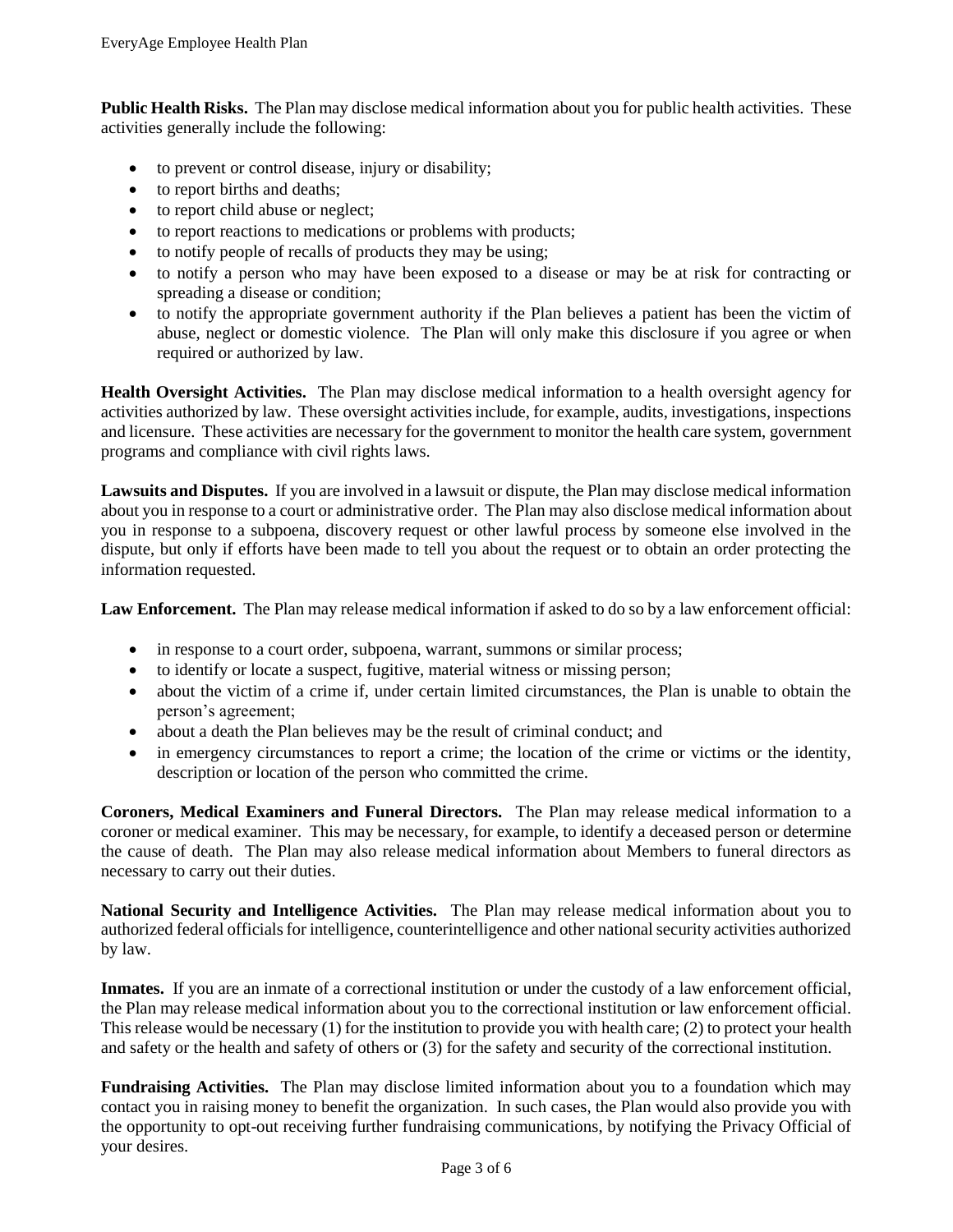**Public Health Risks.** The Plan may disclose medical information about you for public health activities. These activities generally include the following:

- to prevent or control disease, injury or disability;
- to report births and deaths;
- to report child abuse or neglect;
- to report reactions to medications or problems with products;
- to notify people of recalls of products they may be using;
- to notify a person who may have been exposed to a disease or may be at risk for contracting or spreading a disease or condition;
- to notify the appropriate government authority if the Plan believes a patient has been the victim of abuse, neglect or domestic violence. The Plan will only make this disclosure if you agree or when required or authorized by law.

**Health Oversight Activities.** The Plan may disclose medical information to a health oversight agency for activities authorized by law. These oversight activities include, for example, audits, investigations, inspections and licensure. These activities are necessary for the government to monitor the health care system, government programs and compliance with civil rights laws.

**Lawsuits and Disputes.** If you are involved in a lawsuit or dispute, the Plan may disclose medical information about you in response to a court or administrative order. The Plan may also disclose medical information about you in response to a subpoena, discovery request or other lawful process by someone else involved in the dispute, but only if efforts have been made to tell you about the request or to obtain an order protecting the information requested.

**Law Enforcement.** The Plan may release medical information if asked to do so by a law enforcement official:

- in response to a court order, subpoena, warrant, summons or similar process;
- to identify or locate a suspect, fugitive, material witness or missing person;
- about the victim of a crime if, under certain limited circumstances, the Plan is unable to obtain the person's agreement;
- about a death the Plan believes may be the result of criminal conduct; and
- in emergency circumstances to report a crime; the location of the crime or victims or the identity, description or location of the person who committed the crime.

**Coroners, Medical Examiners and Funeral Directors.** The Plan may release medical information to a coroner or medical examiner. This may be necessary, for example, to identify a deceased person or determine the cause of death. The Plan may also release medical information about Members to funeral directors as necessary to carry out their duties.

**National Security and Intelligence Activities.** The Plan may release medical information about you to authorized federal officials for intelligence, counterintelligence and other national security activities authorized by law.

**Inmates.** If you are an inmate of a correctional institution or under the custody of a law enforcement official, the Plan may release medical information about you to the correctional institution or law enforcement official. This release would be necessary (1) for the institution to provide you with health care; (2) to protect your health and safety or the health and safety of others or (3) for the safety and security of the correctional institution.

**Fundraising Activities.** The Plan may disclose limited information about you to a foundation which may contact you in raising money to benefit the organization. In such cases, the Plan would also provide you with the opportunity to opt-out receiving further fundraising communications, by notifying the Privacy Official of your desires.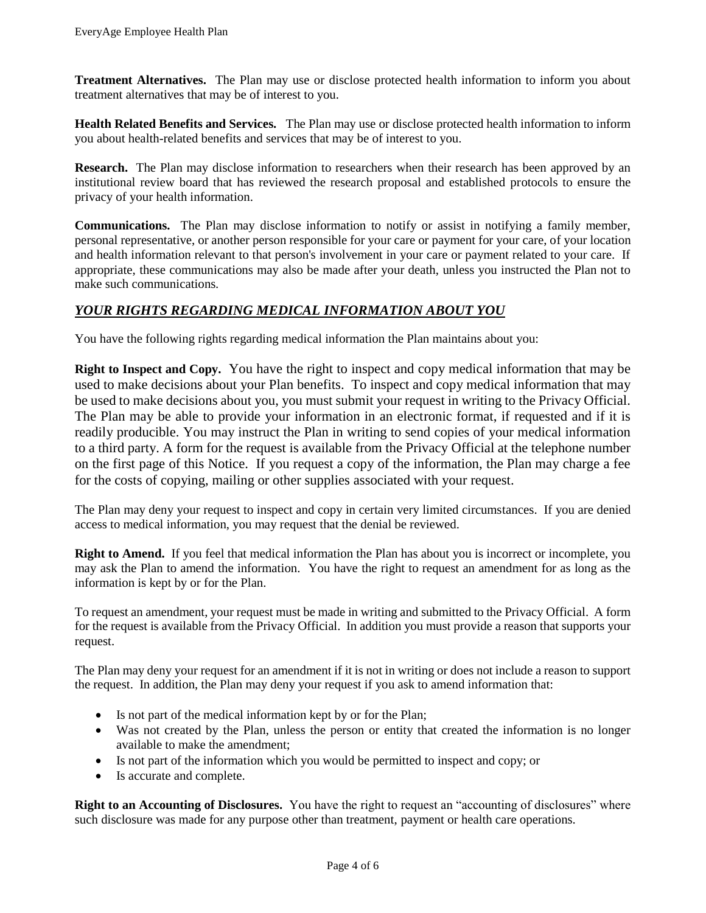**Treatment Alternatives.** The Plan may use or disclose protected health information to inform you about treatment alternatives that may be of interest to you.

**Health Related Benefits and Services.** The Plan may use or disclose protected health information to inform you about health-related benefits and services that may be of interest to you.

**Research.** The Plan may disclose information to researchers when their research has been approved by an institutional review board that has reviewed the research proposal and established protocols to ensure the privacy of your health information.

**Communications.** The Plan may disclose information to notify or assist in notifying a family member, personal representative, or another person responsible for your care or payment for your care, of your location and health information relevant to that person's involvement in your care or payment related to your care. If appropriate, these communications may also be made after your death, unless you instructed the Plan not to make such communications.

## ***YOUR RIGHTS REGARDING MEDICAL INFORMATION ABOUT YOU***

You have the following rights regarding medical information the Plan maintains about you:

**Right to Inspect and Copy.** You have the right to inspect and copy medical information that may be used to make decisions about your Plan benefits. To inspect and copy medical information that may be used to make decisions about you, you must submit your request in writing to the Privacy Official. The Plan may be able to provide your information in an electronic format, if requested and if it is readily producible. You may instruct the Plan in writing to send copies of your medical information to a third party. A form for the request is available from the Privacy Official at the telephone number on the first page of this Notice. If you request a copy of the information, the Plan may charge a fee for the costs of copying, mailing or other supplies associated with your request.

The Plan may deny your request to inspect and copy in certain very limited circumstances. If you are denied access to medical information, you may request that the denial be reviewed.

**Right to Amend.** If you feel that medical information the Plan has about you is incorrect or incomplete, you may ask the Plan to amend the information. You have the right to request an amendment for as long as the information is kept by or for the Plan.

To request an amendment, your request must be made in writing and submitted to the Privacy Official. A form for the request is available from the Privacy Official. In addition you must provide a reason that supports your request.

The Plan may deny your request for an amendment if it is not in writing or does not include a reason to support the request. In addition, the Plan may deny your request if you ask to amend information that:

- Is not part of the medical information kept by or for the Plan;
- Was not created by the Plan, unless the person or entity that created the information is no longer available to make the amendment;
- Is not part of the information which you would be permitted to inspect and copy; or
- Is accurate and complete.

**Right to an Accounting of Disclosures.** You have the right to request an "accounting of disclosures" where such disclosure was made for any purpose other than treatment, payment or health care operations.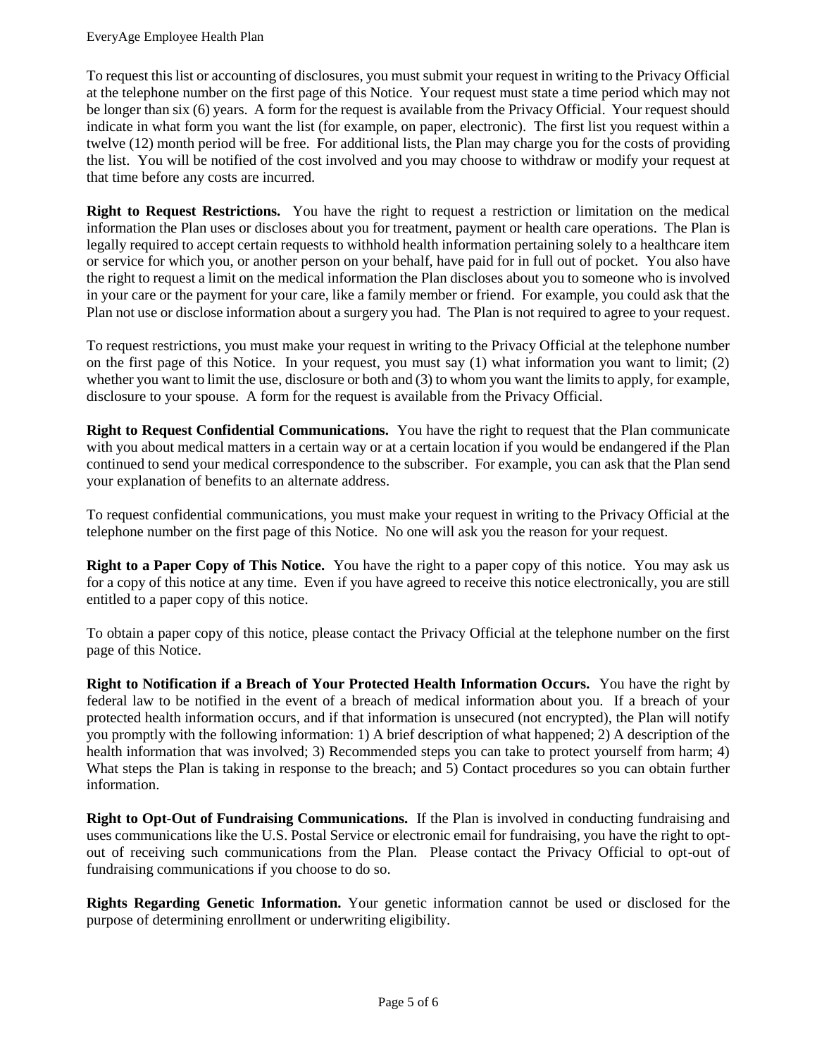To request this list or accounting of disclosures, you must submit your request in writing to the Privacy Official at the telephone number on the first page of this Notice. Your request must state a time period which may not be longer than six (6) years. A form for the request is available from the Privacy Official. Your request should indicate in what form you want the list (for example, on paper, electronic). The first list you request within a twelve (12) month period will be free. For additional lists, the Plan may charge you for the costs of providing the list. You will be notified of the cost involved and you may choose to withdraw or modify your request at that time before any costs are incurred.

**Right to Request Restrictions.** You have the right to request a restriction or limitation on the medical information the Plan uses or discloses about you for treatment, payment or health care operations. The Plan is legally required to accept certain requests to withhold health information pertaining solely to a healthcare item or service for which you, or another person on your behalf, have paid for in full out of pocket. You also have the right to request a limit on the medical information the Plan discloses about you to someone who is involved in your care or the payment for your care, like a family member or friend. For example, you could ask that the Plan not use or disclose information about a surgery you had. The Plan is not required to agree to your request.

To request restrictions, you must make your request in writing to the Privacy Official at the telephone number on the first page of this Notice. In your request, you must say (1) what information you want to limit; (2) whether you want to limit the use, disclosure or both and (3) to whom you want the limits to apply, for example, disclosure to your spouse. A form for the request is available from the Privacy Official.

**Right to Request Confidential Communications.** You have the right to request that the Plan communicate with you about medical matters in a certain way or at a certain location if you would be endangered if the Plan continued to send your medical correspondence to the subscriber. For example, you can ask that the Plan send your explanation of benefits to an alternate address.

To request confidential communications, you must make your request in writing to the Privacy Official at the telephone number on the first page of this Notice. No one will ask you the reason for your request.

**Right to a Paper Copy of This Notice.** You have the right to a paper copy of this notice. You may ask us for a copy of this notice at any time. Even if you have agreed to receive this notice electronically, you are still entitled to a paper copy of this notice.

To obtain a paper copy of this notice, please contact the Privacy Official at the telephone number on the first page of this Notice.

**Right to Notification if a Breach of Your Protected Health Information Occurs.** You have the right by federal law to be notified in the event of a breach of medical information about you. If a breach of your protected health information occurs, and if that information is unsecured (not encrypted), the Plan will notify you promptly with the following information: 1) A brief description of what happened; 2) A description of the health information that was involved; 3) Recommended steps you can take to protect yourself from harm; 4) What steps the Plan is taking in response to the breach; and 5) Contact procedures so you can obtain further information.

**Right to Opt-Out of Fundraising Communications.** If the Plan is involved in conducting fundraising and uses communications like the U.S. Postal Service or electronic email for fundraising, you have the right to opt-out of receiving such communications from the Plan. Please contact the Privacy Official to opt-out of fundraising communications if you choose to do so.

**Rights Regarding Genetic Information.** Your genetic information cannot be used or disclosed for the purpose of determining enrollment or underwriting eligibility.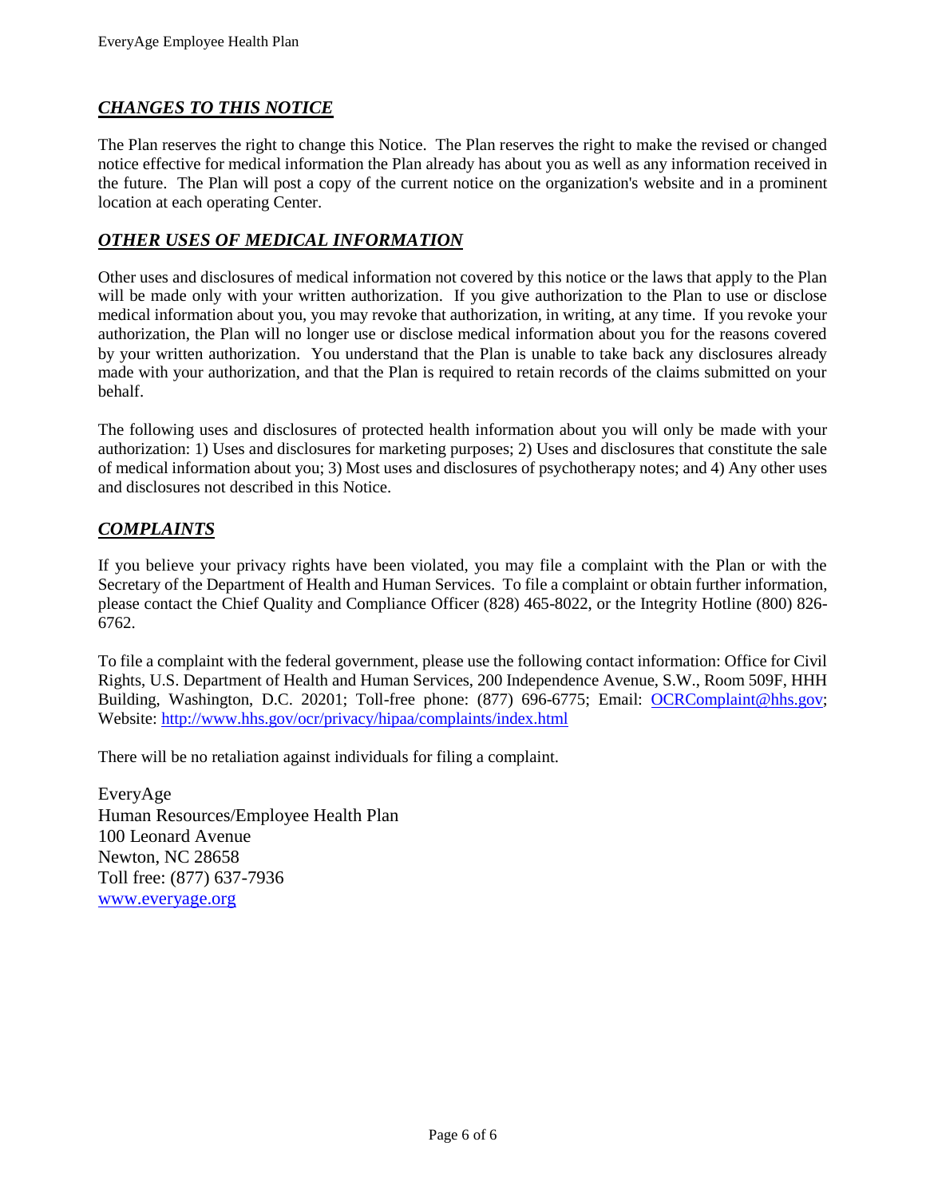## ***CHANGES TO THIS NOTICE***

The Plan reserves the right to change this Notice. The Plan reserves the right to make the revised or changed notice effective for medical information the Plan already has about you as well as any information received in the future. The Plan will post a copy of the current notice on the organization's website and in a prominent location at each operating Center.

## ***OTHER USES OF MEDICAL INFORMATION***

Other uses and disclosures of medical information not covered by this notice or the laws that apply to the Plan will be made only with your written authorization. If you give authorization to the Plan to use or disclose medical information about you, you may revoke that authorization, in writing, at any time. If you revoke your authorization, the Plan will no longer use or disclose medical information about you for the reasons covered by your written authorization. You understand that the Plan is unable to take back any disclosures already made with your authorization, and that the Plan is required to retain records of the claims submitted on your behalf.

The following uses and disclosures of protected health information about you will only be made with your authorization: 1) Uses and disclosures for marketing purposes; 2) Uses and disclosures that constitute the sale of medical information about you; 3) Most uses and disclosures of psychotherapy notes; and 4) Any other uses and disclosures not described in this Notice.

## ***COMPLAINTS***

If you believe your privacy rights have been violated, you may file a complaint with the Plan or with the Secretary of the Department of Health and Human Services. To file a complaint or obtain further information, please contact the Chief Quality and Compliance Officer (828) 465-8022, or the Integrity Hotline (800) 826-6762.

To file a complaint with the federal government, please use the following contact information: Office for Civil Rights, U.S. Department of Health and Human Services, 200 Independence Avenue, S.W., Room 509F, HHH Building, Washington, D.C. 20201; Toll-free phone: (877) 696-6775; Email: OCRComplaint@hhs.gov; Website: http://www.hhs.gov/ocr/privacy/hipaa/complaints/index.html

There will be no retaliation against individuals for filing a complaint.

EveryAge
Human Resources/Employee Health Plan
100 Leonard Avenue
Newton, NC 28658
Toll free: (877) 637-7936
www.everyage.org